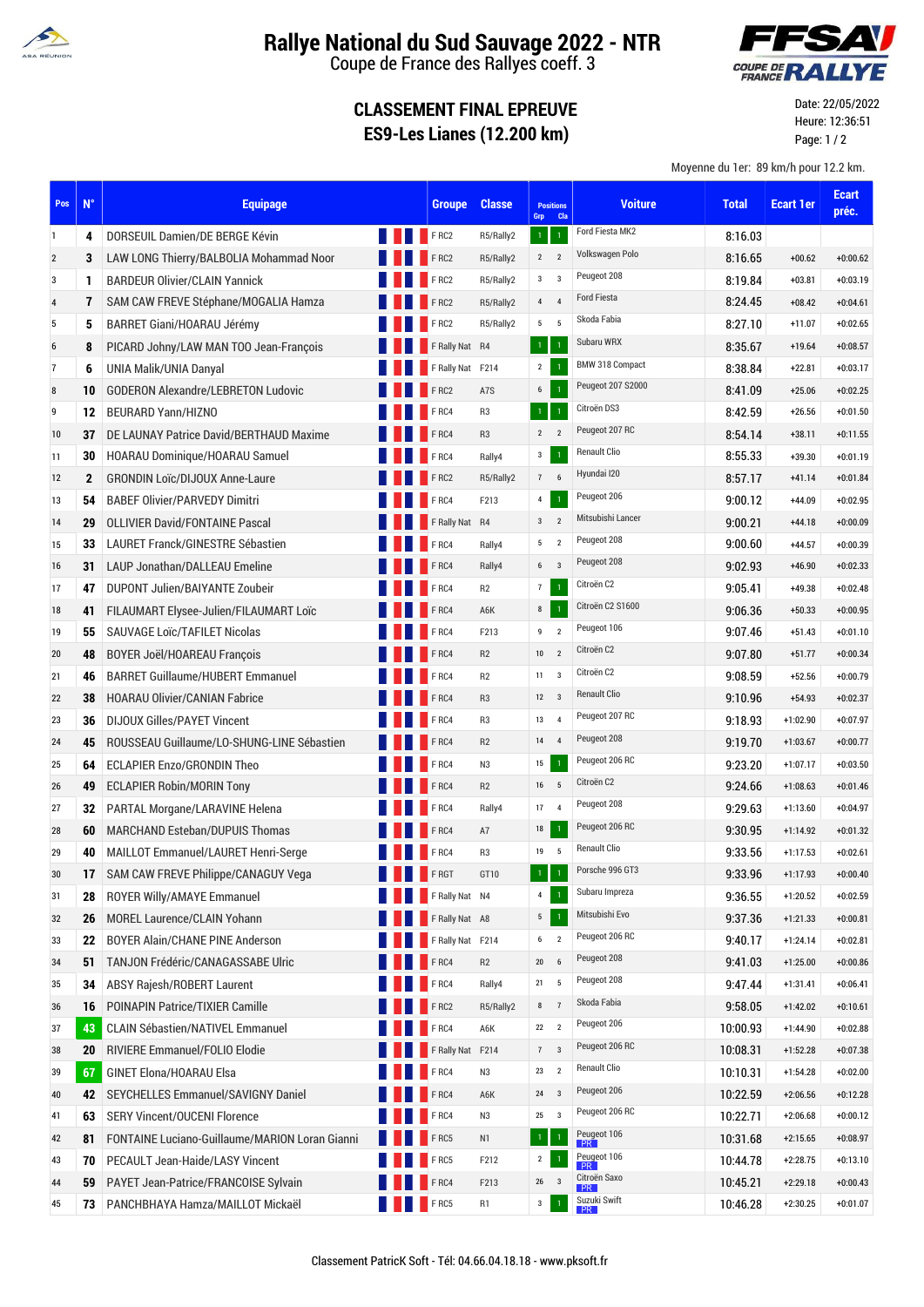# Rallye National du Sud Sauvage 2022 - NTR

Coupe de France des Rallyes coeff. 3

## CLASSEMENT FINAL EPREUVE
## ES9-Les Lianes (12.200 km)

Date: 22/05/2022
Heure: 12:36:51
Page: 1 / 2

Moyenne du 1er: 89 km/h pour 12.2 km.

| Pos | N° | Equipage | Groupe | Classe | Positions Grp | Positions Cla | Voiture | Total | Ecart 1er | Ecart préc. |
|---|---|---|---|---|---|---|---|---|---|---|
| 1 | 4 | DORSEUIL Damien/DE BERGE Kévin | F RC2 | R5/Rally2 | 1 | 1 | Ford Fiesta MK2 | 8:16.03 | | |
| 2 | 3 | LAW LONG Thierry/BALBOLIA Mohammad Noor | F RC2 | R5/Rally2 | 2 | 2 | Volkswagen Polo | 8:16.65 | +00.62 | +0:00.62 |
| 3 | 1 | BARDEUR Olivier/CLAIN Yannick | F RC2 | R5/Rally2 | 3 | 3 | Peugeot 208 | 8:19.84 | +03.81 | +0:03.19 |
| 4 | 7 | SAM CAW FREVE Stéphane/MOGALIA Hamza | F RC2 | R5/Rally2 | 4 | 4 | Ford Fiesta | 8:24.45 | +08.42 | +0:04.61 |
| 5 | 5 | BARRET Giani/HOARAU Jérémy | F RC2 | R5/Rally2 | 5 | 5 | Skoda Fabia | 8:27.10 | +11.07 | +0:02.65 |
| 6 | 8 | PICARD Johny/LAW MAN TOO Jean-François | F Rally Nat | R4 | 1 | 1 | Subaru WRX | 8:35.67 | +19.64 | +0:08.57 |
| 7 | 6 | UNIA Malik/UNIA Danyal | F Rally Nat | F214 | 2 | 1 | BMW 318 Compact | 8:38.84 | +22.81 | +0:03.17 |
| 8 | 10 | GODERON Alexandre/LEBRETON Ludovic | F RC2 | A7S | 6 | 1 | Peugeot 207 S2000 | 8:41.09 | +25.06 | +0:02.25 |
| 9 | 12 | BEURARD Yann/HIZNO | F RC4 | R3 | 1 | 1 | Citroën DS3 | 8:42.59 | +26.56 | +0:01.50 |
| 10 | 37 | DE LAUNAY Patrice David/BERTHAUD Maxime | F RC4 | R3 | 2 | 2 | Peugeot 207 RC | 8:54.14 | +38.11 | +0:11.55 |
| 11 | 30 | HOARAU Dominique/HOARAU Samuel | F RC4 | Rally4 | 3 | 1 | Renault Clio | 8:55.33 | +39.30 | +0:01.19 |
| 12 | 2 | GRONDIN Loïc/DIJOUX Anne-Laure | F RC2 | R5/Rally2 | 7 | 6 | Hyundai I20 | 8:57.17 | +41.14 | +0:01.84 |
| 13 | 54 | BABEF Olivier/PARVEDY Dimitri | F RC4 | F213 | 4 | 1 | Peugeot 206 | 9:00.12 | +44.09 | +0:02.95 |
| 14 | 29 | OLLIVIER David/FONTAINE Pascal | F Rally Nat | R4 | 3 | 2 | Mitsubishi Lancer | 9:00.21 | +44.18 | +0:00.09 |
| 15 | 33 | LAURET Franck/GINESTRE Sébastien | F RC4 | Rally4 | 5 | 2 | Peugeot 208 | 9:00.60 | +44.57 | +0:00.39 |
| 16 | 31 | LAUP Jonathan/DALLEAU Emeline | F RC4 | Rally4 | 6 | 3 | Peugeot 208 | 9:02.93 | +46.90 | +0:02.33 |
| 17 | 47 | DUPONT Julien/BAIYANTE Zoubeir | F RC4 | R2 | 7 | 1 | Citroën C2 | 9:05.41 | +49.38 | +0:02.48 |
| 18 | 41 | FILAUMART Elysee-Julien/FILAUMART Loïc | F RC4 | A6K | 8 | 1 | Citroën C2 S1600 | 9:06.36 | +50.33 | +0:00.95 |
| 19 | 55 | SAUVAGE Loïc/TAFILET Nicolas | F RC4 | F213 | 9 | 2 | Peugeot 106 | 9:07.46 | +51.43 | +0:01.10 |
| 20 | 48 | BOYER Joël/HOAREAU François | F RC4 | R2 | 10 | 2 | Citroën C2 | 9:07.80 | +51.77 | +0:00.34 |
| 21 | 46 | BARRET Guillaume/HUBERT Emmanuel | F RC4 | R2 | 11 | 3 | Citroën C2 | 9:08.59 | +52.56 | +0:00.79 |
| 22 | 38 | HOARAU Olivier/CANIAN Fabrice | F RC4 | R3 | 12 | 3 | Renault Clio | 9:10.96 | +54.93 | +0:02.37 |
| 23 | 36 | DIJOUX Gilles/PAYET Vincent | F RC4 | R3 | 13 | 4 | Peugeot 207 RC | 9:18.93 | +1:02.90 | +0:07.97 |
| 24 | 45 | ROUSSEAU Guillaume/LO-SHUNG-LINE Sébastien | F RC4 | R2 | 14 | 4 | Peugeot 208 | 9:19.70 | +1:03.67 | +0:00.77 |
| 25 | 64 | ECLAPIER Enzo/GRONDIN Theo | F RC4 | N3 | 15 | 1 | Peugeot 206 RC | 9:23.20 | +1:07.17 | +0:03.50 |
| 26 | 49 | ECLAPIER Robin/MORIN Tony | F RC4 | R2 | 16 | 5 | Citroën C2 | 9:24.66 | +1:08.63 | +0:01.46 |
| 27 | 32 | PARTAL Morgane/LARAVINE Helena | F RC4 | Rally4 | 17 | 4 | Peugeot 208 | 9:29.63 | +1:13.60 | +0:04.97 |
| 28 | 60 | MARCHAND Esteban/DUPUIS Thomas | F RC4 | A7 | 18 | 1 | Peugeot 206 RC | 9:30.95 | +1:14.92 | +0:01.32 |
| 29 | 40 | MAILLOT Emmanuel/LAURET Henri-Serge | F RC4 | R3 | 19 | 5 | Renault Clio | 9:33.56 | +1:17.53 | +0:02.61 |
| 30 | 17 | SAM CAW FREVE Philippe/CANAGUY Vega | F RGT | GT10 | 1 | 1 | Porsche 996 GT3 | 9:33.96 | +1:17.93 | +0:00.40 |
| 31 | 28 | ROYER Willy/AMAYE Emmanuel | F Rally Nat | N4 | 4 | 1 | Subaru Impreza | 9:36.55 | +1:20.52 | +0:02.59 |
| 32 | 26 | MOREL Laurence/CLAIN Yohann | F Rally Nat | A8 | 5 | 1 | Mitsubishi Evo | 9:37.36 | +1:21.33 | +0:00.81 |
| 33 | 22 | BOYER Alain/CHANE PINE Anderson | F Rally Nat | F214 | 6 | 2 | Peugeot 206 RC | 9:40.17 | +1:24.14 | +0:02.81 |
| 34 | 51 | TANJON Frédéric/CANAGASSABE Ulric | F RC4 | R2 | 20 | 6 | Peugeot 208 | 9:41.03 | +1:25.00 | +0:00.86 |
| 35 | 34 | ABSY Rajesh/ROBERT Laurent | F RC4 | Rally4 | 21 | 5 | Peugeot 208 | 9:47.44 | +1:31.41 | +0:06.41 |
| 36 | 16 | POINAPIN Patrice/TIXIER Camille | F RC2 | R5/Rally2 | 8 | 7 | Skoda Fabia | 9:58.05 | +1:42.02 | +0:10.61 |
| 37 | 43 | CLAIN Sébastien/NATIVEL Emmanuel | F RC4 | A6K | 22 | 2 | Peugeot 206 | 10:00.93 | +1:44.90 | +0:02.88 |
| 38 | 20 | RIVIERE Emmanuel/FOLIO Elodie | F Rally Nat | F214 | 7 | 3 | Peugeot 206 RC | 10:08.31 | +1:52.28 | +0:07.38 |
| 39 | 67 | GINET Elona/HOARAU Elsa | F RC4 | N3 | 23 | 2 | Renault Clio | 10:10.31 | +1:54.28 | +0:02.00 |
| 40 | 42 | SEYCHELLES Emmanuel/SAVIGNY Daniel | F RC4 | A6K | 24 | 3 | Peugeot 206 | 10:22.59 | +2:06.56 | +0:12.28 |
| 41 | 63 | SERY Vincent/OUCENI Florence | F RC4 | N3 | 25 | 3 | Peugeot 206 RC | 10:22.71 | +2:06.68 | +0:00.12 |
| 42 | 81 | FONTAINE Luciano-Guillaume/MARION Loran Gianni | F RC5 | N1 | 1 | 1 | Peugeot 106 PR | 10:31.68 | +2:15.65 | +0:08.97 |
| 43 | 70 | PECAULT Jean-Haide/LASY Vincent | F RC5 | F212 | 2 | 1 | Peugeot 106 PR | 10:44.78 | +2:28.75 | +0:13.10 |
| 44 | 59 | PAYET Jean-Patrice/FRANCOISE Sylvain | F RC4 | F213 | 26 | 3 | Citroën Saxo PR | 10:45.21 | +2:29.18 | +0:00.43 |
| 45 | 73 | PANCHBHAYA Hamza/MAILLOT Mickaël | F RC5 | R1 | 3 | 1 | Suzuki Swift PR | 10:46.28 | +2:30.25 | +0:01.07 |

Classement PatricK Soft - Tél: 04.66.04.18.18 - www.pksoft.fr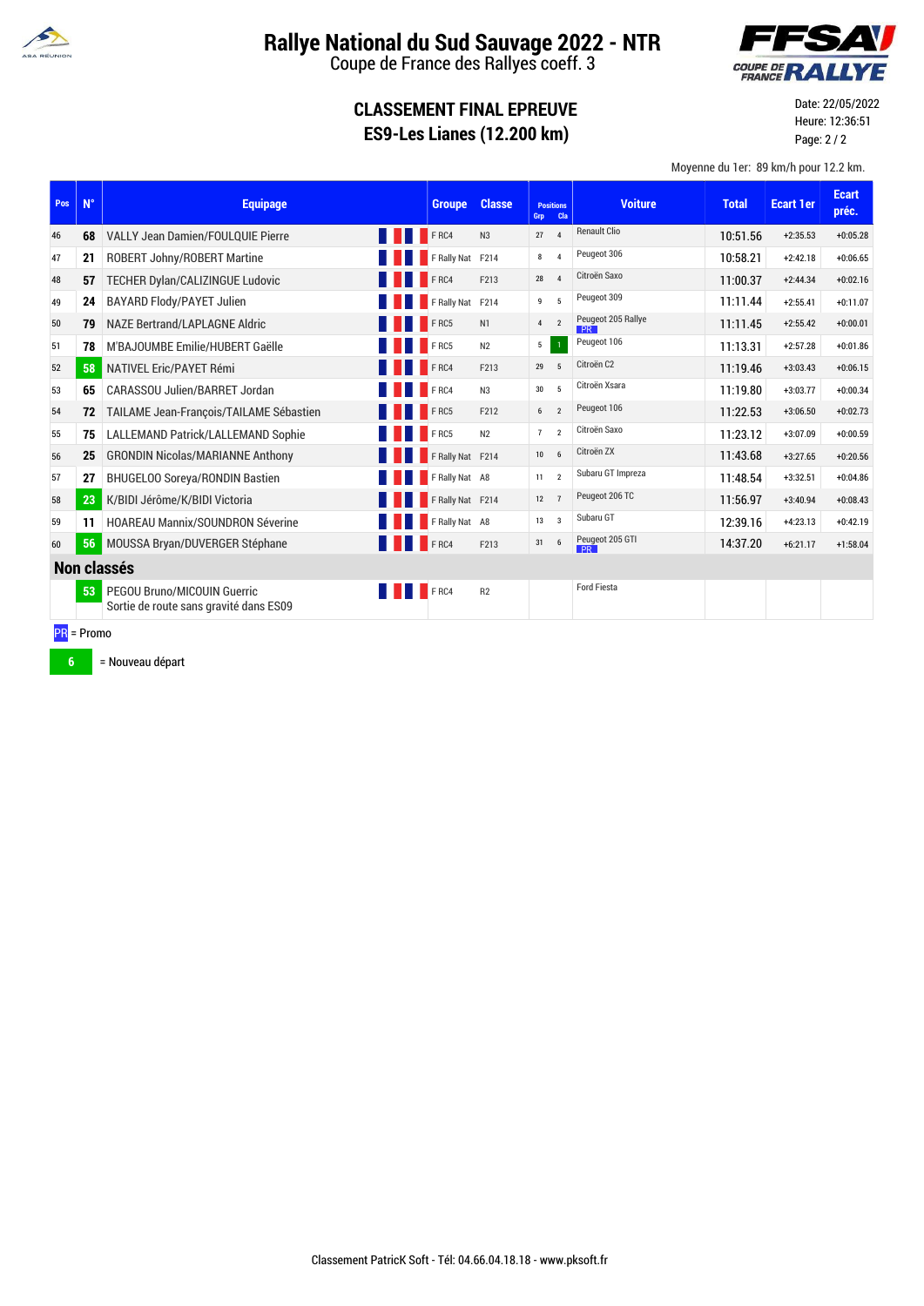# Rallye National du Sud Sauvage 2022 - NTR

Coupe de France des Rallyes coeff. 3

## CLASSEMENT FINAL EPREUVE
## ES9-Les Lianes (12.200 km)

Date: 22/05/2022
Heure: 12:36:51

Moyenne du 1er: 89 km/h pour 12.2 km.

| Pos | N° | Equipage | Groupe | Classe | Positions Grp | Positions Cla | Voiture | Total | Ecart 1er | Ecart préc. |
|---|---|---|---|---|---|---|---|---|---|---|
| 46 | 68 | VALLY Jean Damien/FOULQUIE Pierre | F RC4 | N3 | 27 | 4 | Renault Clio | 10:51.56 | +2:35.53 | +0:05.28 |
| 47 | 21 | ROBERT Johny/ROBERT Martine | F Rally Nat | F214 | 8 | 4 | Peugeot 306 | 10:58.21 | +2:42.18 | +0:06.65 |
| 48 | 57 | TECHER Dylan/CALIZINGUE Ludovic | F RC4 | F213 | 28 | 4 | Citroën Saxo | 11:00.37 | +2:44.34 | +0:02.16 |
| 49 | 24 | BAYARD Flody/PAYET Julien | F Rally Nat | F214 | 9 | 5 | Peugeot 309 | 11:11.44 | +2:55.41 | +0:11.07 |
| 50 | 79 | NAZE Bertrand/LAPLAGNE Aldric | F RC5 | N1 | 4 | 2 | Peugeot 205 Rallye PR | 11:11.45 | +2:55.42 | +0:00.01 |
| 51 | 78 | M'BAJOUMBE Emilie/HUBERT Gaëlle | F RC5 | N2 | 5 | 1 | Peugeot 106 | 11:13.31 | +2:57.28 | +0:01.86 |
| 52 | 58 | NATIVEL Eric/PAYET Rémi | F RC4 | F213 | 29 | 5 | Citroën C2 | 11:19.46 | +3:03.43 | +0:06.15 |
| 53 | 65 | CARASSOU Julien/BARRET Jordan | F RC4 | N3 | 30 | 5 | Citroën Xsara | 11:19.80 | +3:03.77 | +0:00.34 |
| 54 | 72 | TAILAME Jean-François/TAILAME Sébastien | F RC5 | F212 | 6 | 2 | Peugeot 106 | 11:22.53 | +3:06.50 | +0:02.73 |
| 55 | 75 | LALLEMAND Patrick/LALLEMAND Sophie | F RC5 | N2 | 7 | 2 | Citroën Saxo | 11:23.12 | +3:07.09 | +0:00.59 |
| 56 | 25 | GRONDIN Nicolas/MARIANNE Anthony | F Rally Nat | F214 | 10 | 6 | Citroën ZX | 11:43.68 | +3:27.65 | +0:20.56 |
| 57 | 27 | BHUGELOO Soreya/RONDIN Bastien | F Rally Nat | A8 | 11 | 2 | Subaru GT Impreza | 11:48.54 | +3:32.51 | +0:04.86 |
| 58 | 23 | K/BIDI Jérôme/K/BIDI Victoria | F Rally Nat | F214 | 12 | 7 | Peugeot 206 TC | 11:56.97 | +3:40.94 | +0:08.43 |
| 59 | 11 | HOAREAU Mannix/SOUNDRON Séverine | F Rally Nat | A8 | 13 | 3 | Subaru GT | 12:39.16 | +4:23.13 | +0:42.19 |
| 60 | 56 | MOUSSA Bryan/DUVERGER Stéphane | F RC4 | F213 | 31 | 6 | Peugeot 205 GTI PR | 14:37.20 | +6:21.17 | +1:58.04 |
| **Non classés** | | | | | | | | | | |
| | 53 | PEGOU Bruno/MICOUIN Guerric<br>Sortie de route sans gravité dans ES09 | F RC4 | R2 | | | Ford Fiesta | | | |

PR = Promo

6 = Nouveau départ

Classement PatricK Soft - Tél: 04.66.04.18.18 - www.pksoft.fr